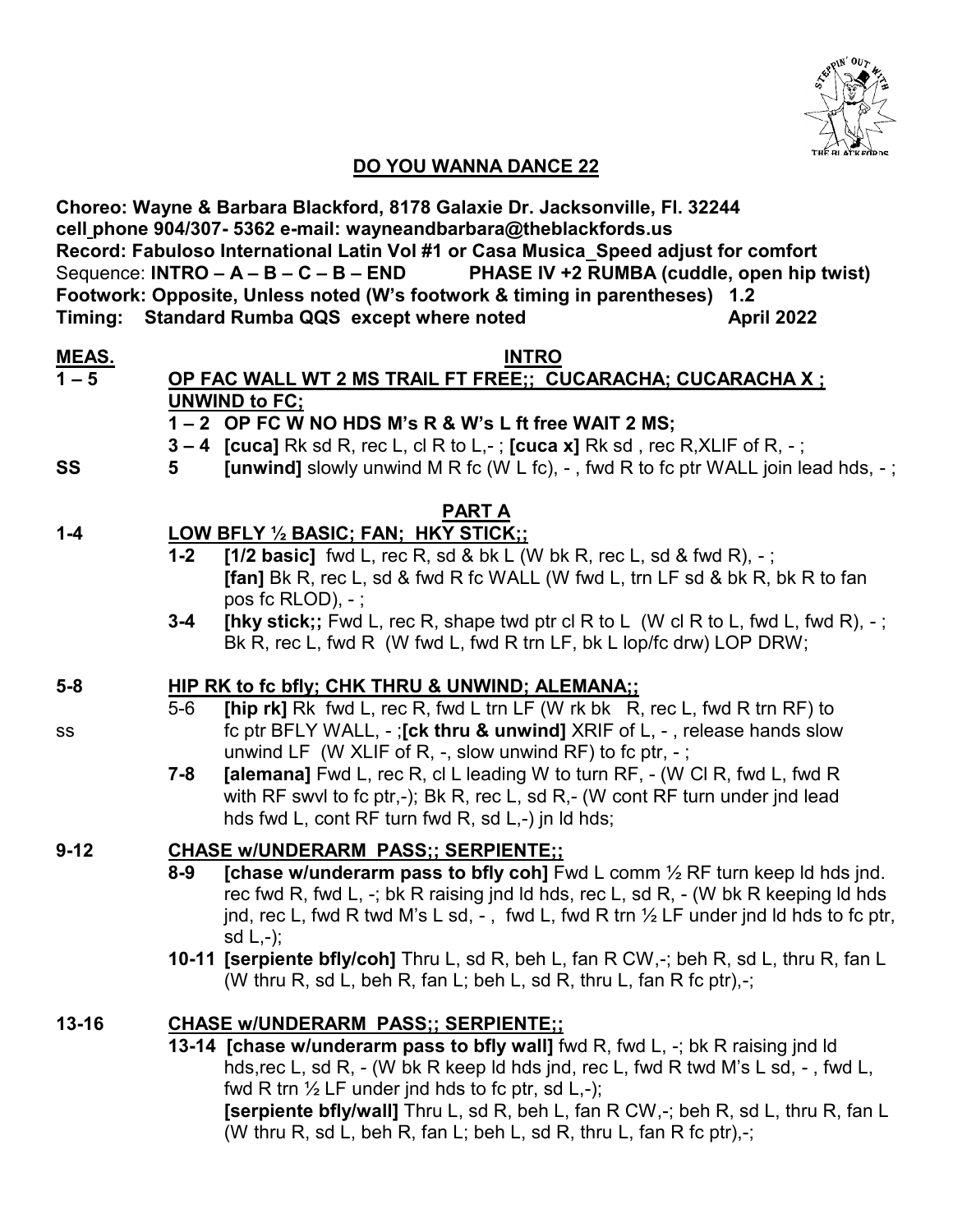# DO YOU WANNA DANCE 22

**Choreo: Wayne & Barbara Blackford, 8178 Galaxie Dr. Jacksonville, Fl. 32244**
**cell phone 904/307- 5362 e-mail: wayneandbarbara@theblackfords.us**
**Record: Fabuloso International Latin Vol #1 or Casa Musica_Speed adjust for comfort**
Sequence: **INTRO – A – B – C – B – END** **PHASE IV +2 RUMBA (cuddle, open hip twist)**
**Footwork: Opposite, Unless noted (W's footwork & timing in parentheses) 1.2**
**Timing: Standard Rumba QQS except where noted** **April 2022**

**MEAS.**

## INTRO

**1 – 5** **OP FAC WALL WT 2 MS TRAIL FT FREE;; CUCARACHA; CUCARACHA X ; UNWIND to FC;**

**1 – 2 OP FC W NO HDS M's R & W's L ft free WAIT 2 MS;**

**3 – 4 [cuca]** Rk sd R, rec L, cl R to L,- ; **[cuca x]** Rk sd , rec R,XLIF of R, - ;

SS **5** **[unwind]** slowly unwind M R fc (W L fc), - , fwd R to fc ptr WALL join lead hds, - ;

## PART A

**1-4** **LOW BFLY ½ BASIC; FAN; HKY STICK;;**

**1-2** **[1/2 basic]** fwd L, rec R, sd & bk L (W bk R, rec L, sd & fwd R), - ;
**[fan]** Bk R, rec L, sd & fwd R fc WALL (W fwd L, trn LF sd & bk R, bk R to fan pos fc RLOD), - ;

**3-4** **[hky stick;;** Fwd L, rec R, shape twd ptr cl R to L (W cl R to L, fwd L, fwd R), - ;
Bk R, rec L, fwd R (W fwd L, fwd R trn LF, bk L lop/fc drw) LOP DRW;

**5-8** **HIP RK to fc bfly; CHK THRU & UNWIND; ALEMANA;;**

5-6 **[hip rk]** Rk fwd L, rec R, fwd L trn LF (W rk bk R, rec L, fwd R trn RF) to

ss fc ptr BFLY WALL, - ;**[ck thru & unwind]** XRIF of L, - , release hands slow unwind LF (W XLIF of R, -, slow unwind RF) to fc ptr, - ;

**7-8** **[alemana]** Fwd L, rec R, cl L leading W to turn RF, - (W Cl R, fwd L, fwd R with RF swvl to fc ptr,-); Bk R, rec L, sd R,- (W cont RF turn under jnd lead hds fwd L, cont RF turn fwd R, sd L,-) jn ld hds;

**9-12** **CHASE w/UNDERARM PASS;; SERPIENTE;;**

**8-9** **[chase w/underarm pass to bfly coh]** Fwd L comm ½ RF turn keep ld hds jnd. rec fwd R, fwd L, -; bk R raising jnd ld hds, rec L, sd R, - (W bk R keeping ld hds jnd, rec L, fwd R twd M's L sd, - , fwd L, fwd R trn ½ LF under jnd ld hds to fc ptr, sd L,-);

**10-11 [serpiente bfly/coh]** Thru L, sd R, beh L, fan R CW,-; beh R, sd L, thru R, fan L (W thru R, sd L, beh R, fan L; beh L, sd R, thru L, fan R fc ptr),-;

**13-16** **CHASE w/UNDERARM PASS;; SERPIENTE;;**

**13-14 [chase w/underarm pass to bfly wall]** fwd R, fwd L, -; bk R raising jnd ld hds,rec L, sd R, - (W bk R keep ld hds jnd, rec L, fwd R twd M's L sd, - , fwd L, fwd R trn ½ LF under jnd hds to fc ptr, sd L,-);
**[serpiente bfly/wall]** Thru L, sd R, beh L, fan R CW,-; beh R, sd L, thru R, fan L (W thru R, sd L, beh R, fan L; beh L, sd R, thru L, fan R fc ptr),-;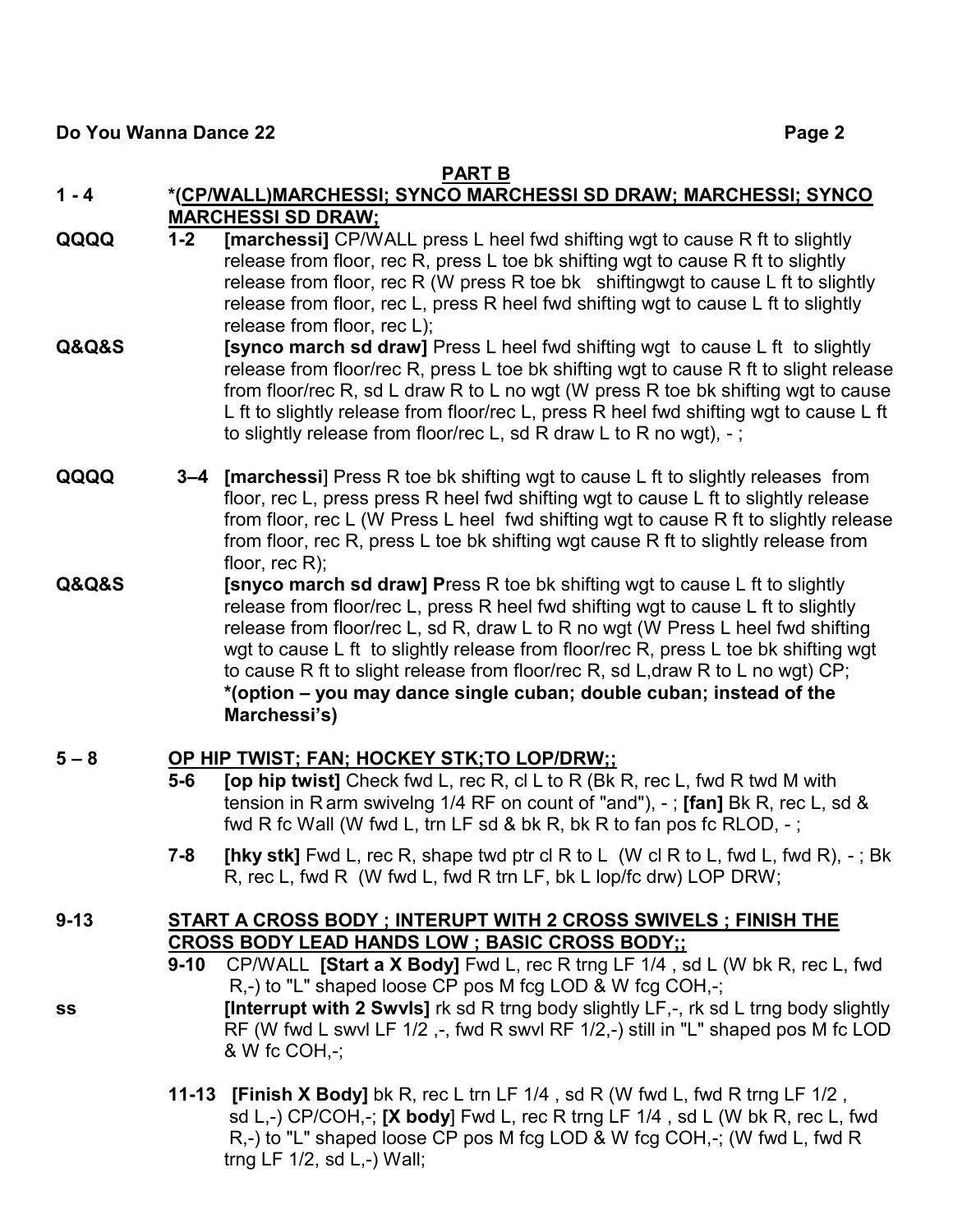## PART B

**1 - 4** **\*(CP/WALL)MARCHESSI; SYNCO MARCHESSI SD DRAW; MARCHESSI; SYNCO MARCHESSI SD DRAW;**

**QQQQ** **1-2** **[marchessi]** CP/WALL press L heel fwd shifting wgt to cause R ft to slightly release from floor, rec R, press L toe bk shifting wgt to cause R ft to slightly release from floor, rec R (W press R toe bk shiftingwgt to cause L ft to slightly release from floor, rec L, press R heel fwd shifting wgt to cause L ft to slightly release from floor, rec L);

**Q&Q&S** **[synco march sd draw]** Press L heel fwd shifting wgt to cause L ft to slightly release from floor/rec R, press L toe bk shifting wgt to cause R ft to slight release from floor/rec R, sd L draw R to L no wgt (W press R toe bk shifting wgt to cause L ft to slightly release from floor/rec L, press R heel fwd shifting wgt to cause L ft to slightly release from floor/rec L, sd R draw L to R no wgt), - ;

**QQQQ** **3–4** **[marchessi]** Press R toe bk shifting wgt to cause L ft to slightly releases from floor, rec L, press press R heel fwd shifting wgt to cause L ft to slightly release from floor, rec L (W Press L heel fwd shifting wgt to cause R ft to slightly release from floor, rec R, press L toe bk shifting wgt cause R ft to slightly release from floor, rec R);

**Q&Q&S** **[snyco march sd draw] P**ress R toe bk shifting wgt to cause L ft to slightly release from floor/rec L, press R heel fwd shifting wgt to cause L ft to slightly release from floor/rec L, sd R, draw L to R no wgt (W Press L heel fwd shifting wgt to cause L ft to slightly release from floor/rec R, press L toe bk shifting wgt to cause R ft to slight release from floor/rec R, sd L,draw R to L no wgt) CP;
**\*(option – you may dance single cuban; double cuban; instead of the Marchessi's)**

**5 – 8** **OP HIP TWIST; FAN; HOCKEY STK;TO LOP/DRW;;**

**5-6** **[op hip twist]** Check fwd L, rec R, cl L to R (Bk R, rec L, fwd R twd M with tension in R arm swivelng 1/4 RF on count of "and"), - ; **[fan]** Bk R, rec L, sd & fwd R fc Wall (W fwd L, trn LF sd & bk R, bk R to fan pos fc RLOD, - ;

**7-8** **[hky stk]** Fwd L, rec R, shape twd ptr cl R to L (W cl R to L, fwd L, fwd R), - ; Bk R, rec L, fwd R (W fwd L, fwd R trn LF, bk L lop/fc drw) LOP DRW;

**9-13** **START A CROSS BODY ; INTERUPT WITH 2 CROSS SWIVELS ; FINISH THE CROSS BODY LEAD HANDS LOW ; BASIC CROSS BODY;;**

**9-10** CP/WALL **[Start a X Body]** Fwd L, rec R trng LF 1/4 , sd L (W bk R, rec L, fwd R,-) to "L" shaped loose CP pos M fcg LOD & W fcg COH,-;

**ss** **[Interrupt with 2 Swvls]** rk sd R trng body slightly LF,-, rk sd L trng body slightly RF (W fwd L swvl LF 1/2 ,-, fwd R swvl RF 1/2,-) still in "L" shaped pos M fc LOD & W fc COH,-;

**11-13** **[Finish X Body]** bk R, rec L trn LF 1/4 , sd R (W fwd L, fwd R trng LF 1/2 , sd L,-) CP/COH,-; **[X body]** Fwd L, rec R trng LF 1/4 , sd L (W bk R, rec L, fwd R,-) to "L" shaped loose CP pos M fcg LOD & W fcg COH,-; (W fwd L, fwd R trng LF 1/2, sd L,-) Wall;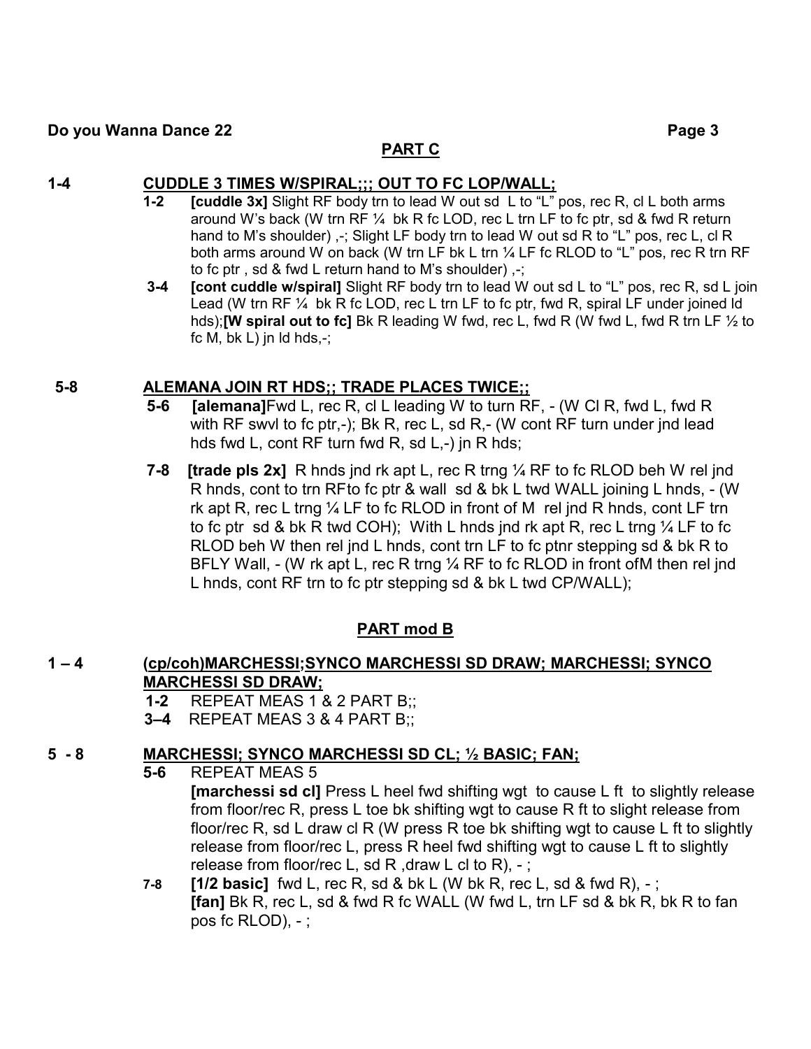## PART C

**1-4 CUDDLE 3 TIMES W/SPIRAL;;; OUT TO FC LOP/WALL;**

**1-2** **[cuddle 3x]** Slight RF body trn to lead W out sd L to "L" pos, rec R, cl L both arms around W's back (W trn RF ¼ bk R fc LOD, rec L trn LF to fc ptr, sd & fwd R return hand to M's shoulder) ,-; Slight LF body trn to lead W out sd R to "L" pos, rec L, cl R both arms around W on back (W trn LF bk L trn ¼ LF fc RLOD to "L" pos, rec R trn RF to fc ptr , sd & fwd L return hand to M's shoulder) ,-;

**3-4** **[cont cuddle w/spiral]** Slight RF body trn to lead W out sd L to "L" pos, rec R, sd L join Lead (W trn RF ¼ bk R fc LOD, rec L trn LF to fc ptr, fwd R, spiral LF under joined ld hds);**[W spiral out to fc]** Bk R leading W fwd, rec L, fwd R (W fwd L, fwd R trn LF ½ to fc M, bk L) jn ld hds,-;

**5-8 ALEMANA JOIN RT HDS;; TRADE PLACES TWICE;;**

**5-6** **[alemana]**Fwd L, rec R, cl L leading W to turn RF, - (W Cl R, fwd L, fwd R with RF swvl to fc ptr,-); Bk R, rec L, sd R,- (W cont RF turn under jnd lead hds fwd L, cont RF turn fwd R, sd L,-) jn R hds;

**7-8** **[trade pls 2x]** R hnds jnd rk apt L, rec R trng ¼ RF to fc RLOD beh W rel jnd R hnds, cont to trn RFto fc ptr & wall sd & bk L twd WALL joining L hnds, - (W rk apt R, rec L trng ¼ LF to fc RLOD in front of M rel jnd R hnds, cont LF trn to fc ptr sd & bk R twd COH); With L hnds jnd rk apt R, rec L trng ¼ LF to fc RLOD beh W then rel jnd L hnds, cont trn LF to fc ptnr stepping sd & bk R to BFLY Wall, - (W rk apt L, rec R trng ¼ RF to fc RLOD in front ofM then rel jnd L hnds, cont RF trn to fc ptr stepping sd & bk L twd CP/WALL);

## PART mod B

**1 – 4 (cp/coh)MARCHESSI;SYNCO MARCHESSI SD DRAW; MARCHESSI; SYNCO MARCHESSI SD DRAW;**

**1-2** REPEAT MEAS 1 & 2 PART B;;

**3–4** REPEAT MEAS 3 & 4 PART B;;

**5 - 8 MARCHESSI; SYNCO MARCHESSI SD CL; ½ BASIC; FAN;**

**5-6** REPEAT MEAS 5

**[marchessi sd cl]** Press L heel fwd shifting wgt to cause L ft to slightly release from floor/rec R, press L toe bk shifting wgt to cause R ft to slight release from floor/rec R, sd L draw cl R (W press R toe bk shifting wgt to cause L ft to slightly release from floor/rec L, press R heel fwd shifting wgt to cause L ft to slightly release from floor/rec L, sd R ,draw L cl to R), - ;

**7-8** **[1/2 basic]** fwd L, rec R, sd & bk L (W bk R, rec L, sd & fwd R), - ;

**[fan]** Bk R, rec L, sd & fwd R fc WALL (W fwd L, trn LF sd & bk R, bk R to fan pos fc RLOD), - ;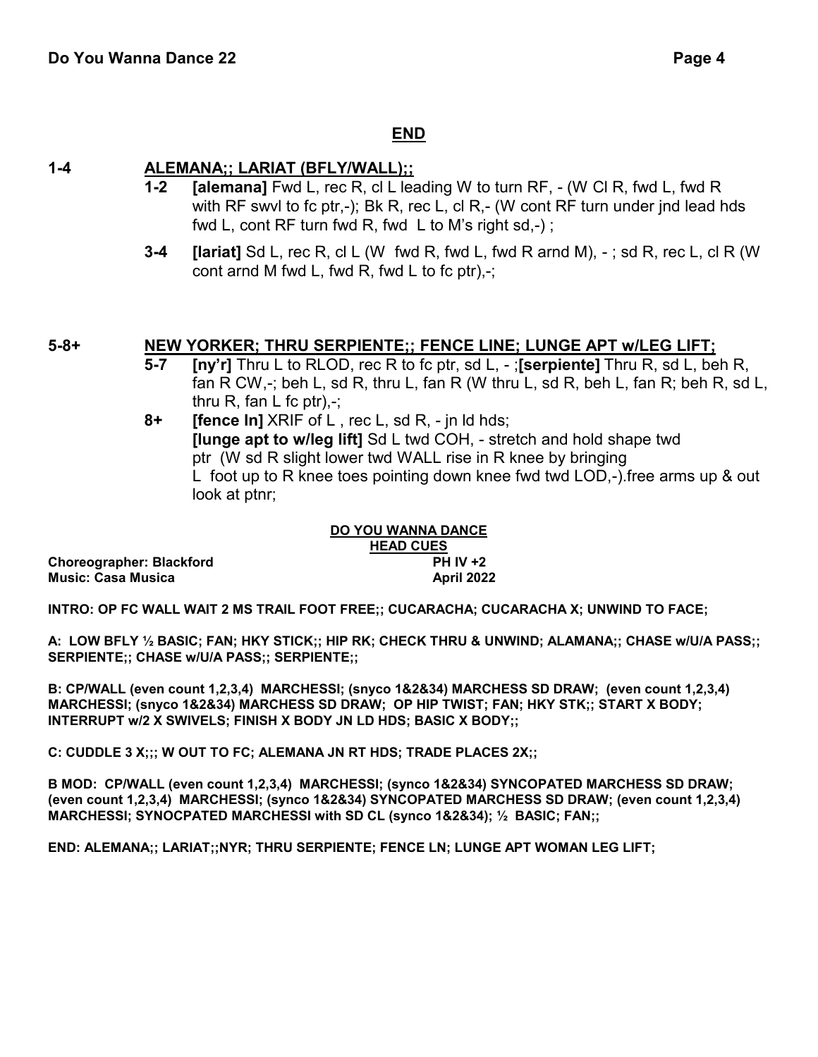## END

**1-4 ALEMANA;; LARIAT (BFLY/WALL);;**

- **1-2 [alemana]** Fwd L, rec R, cl L leading W to turn RF, - (W Cl R, fwd L, fwd R with RF swvl to fc ptr,-); Bk R, rec L, cl R,- (W cont RF turn under jnd lead hds fwd L, cont RF turn fwd R, fwd L to M's right sd,-) ;
- **3-4 [lariat]** Sd L, rec R, cl L (W fwd R, fwd L, fwd R arnd M), - ; sd R, rec L, cl R (W cont arnd M fwd L, fwd R, fwd L to fc ptr),-;

**5-8+ NEW YORKER; THRU SERPIENTE;; FENCE LINE; LUNGE APT w/LEG LIFT;**

- **5-7 [ny'r]** Thru L to RLOD, rec R to fc ptr, sd L, - ;**[serpiente]** Thru R, sd L, beh R, fan R CW,-; beh L, sd R, thru L, fan R (W thru L, sd R, beh L, fan R; beh R, sd L, thru R, fan L fc ptr),-;
- **8+ [fence ln]** XRIF of L , rec L, sd R, - jn ld hds;
  **[lunge apt to w/leg lift]** Sd L twd COH, - stretch and hold shape twd ptr (W sd R slight lower twd WALL rise in R knee by bringing L foot up to R knee toes pointing down knee fwd twd LOD,-).free arms up & out look at ptnr;

**DO YOU WANNA DANCE**
**HEAD CUES**

**Choreographer: Blackford** — **PH IV +2**
**Music: Casa Musica** — **April 2022**

**INTRO: OP FC WALL WAIT 2 MS TRAIL FOOT FREE;; CUCARACHA; CUCARACHA X; UNWIND TO FACE;**

**A: LOW BFLY ½ BASIC; FAN; HKY STICK;; HIP RK; CHECK THRU & UNWIND; ALAMANA;; CHASE w/U/A PASS;; SERPIENTE;; CHASE w/U/A PASS;; SERPIENTE;;**

**B: CP/WALL (even count 1,2,3,4) MARCHESSI; (snyco 1&2&34) MARCHESS SD DRAW; (even count 1,2,3,4) MARCHESSI; (snyco 1&2&34) MARCHESS SD DRAW; OP HIP TWIST; FAN; HKY STK;; START X BODY; INTERRUPT w/2 X SWIVELS; FINISH X BODY JN LD HDS; BASIC X BODY;;**

**C: CUDDLE 3 X;;; W OUT TO FC; ALEMANA JN RT HDS; TRADE PLACES 2X;;**

**B MOD: CP/WALL (even count 1,2,3,4) MARCHESSI; (synco 1&2&34) SYNCOPATED MARCHESS SD DRAW; (even count 1,2,3,4) MARCHESSI; (synco 1&2&34) SYNCOPATED MARCHESS SD DRAW; (even count 1,2,3,4) MARCHESSI; SYNOCPATED MARCHESSI with SD CL (synco 1&2&34); ½ BASIC; FAN;;**

**END: ALEMANA;; LARIAT;;NYR; THRU SERPIENTE; FENCE LN; LUNGE APT WOMAN LEG LIFT;**